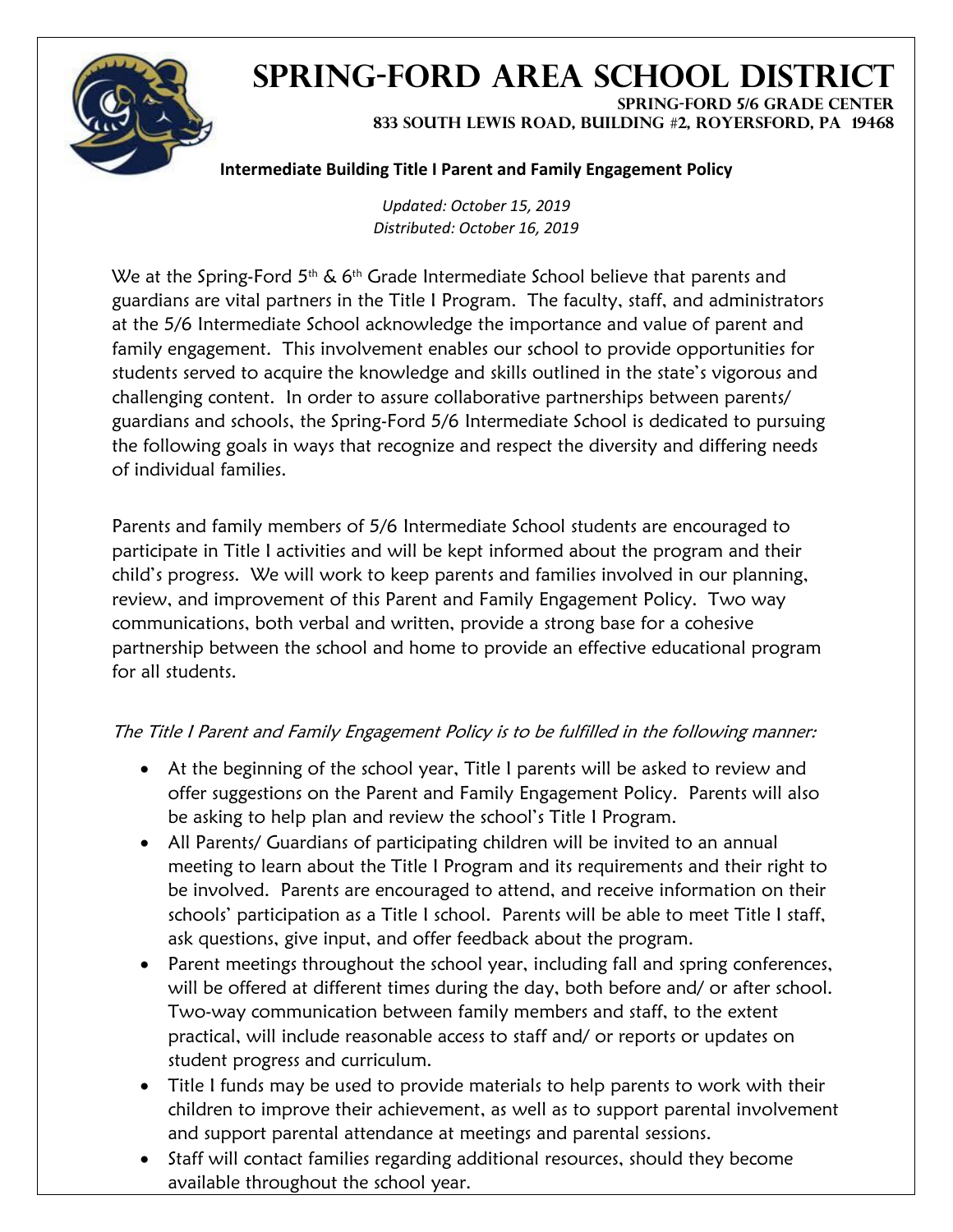# Spring-Ford Area School District

**Spring-Ford 5/6 Grade Center**
**833 South Lewis Road, Building #2, Royersford, PA 19468**

**Intermediate Building Title I Parent and Family Engagement Policy**

*Updated: October 15, 2019*
*Distributed: October 16, 2019*

We at the Spring-Ford 5th & 6th Grade Intermediate School believe that parents and guardians are vital partners in the Title I Program. The faculty, staff, and administrators at the 5/6 Intermediate School acknowledge the importance and value of parent and family engagement. This involvement enables our school to provide opportunities for students served to acquire the knowledge and skills outlined in the state's vigorous and challenging content. In order to assure collaborative partnerships between parents/ guardians and schools, the Spring-Ford 5/6 Intermediate School is dedicated to pursuing the following goals in ways that recognize and respect the diversity and differing needs of individual families.

Parents and family members of 5/6 Intermediate School students are encouraged to participate in Title I activities and will be kept informed about the program and their child's progress. We will work to keep parents and families involved in our planning, review, and improvement of this Parent and Family Engagement Policy. Two way communications, both verbal and written, provide a strong base for a cohesive partnership between the school and home to provide an effective educational program for all students.

*The Title I Parent and Family Engagement Policy is to be fulfilled in the following manner:*

- At the beginning of the school year, Title I parents will be asked to review and offer suggestions on the Parent and Family Engagement Policy. Parents will also be asking to help plan and review the school's Title I Program.
- All Parents/ Guardians of participating children will be invited to an annual meeting to learn about the Title I Program and its requirements and their right to be involved. Parents are encouraged to attend, and receive information on their schools' participation as a Title I school. Parents will be able to meet Title I staff, ask questions, give input, and offer feedback about the program.
- Parent meetings throughout the school year, including fall and spring conferences, will be offered at different times during the day, both before and/ or after school. Two-way communication between family members and staff, to the extent practical, will include reasonable access to staff and/ or reports or updates on student progress and curriculum.
- Title I funds may be used to provide materials to help parents to work with their children to improve their achievement, as well as to support parental involvement and support parental attendance at meetings and parental sessions.
- Staff will contact families regarding additional resources, should they become available throughout the school year.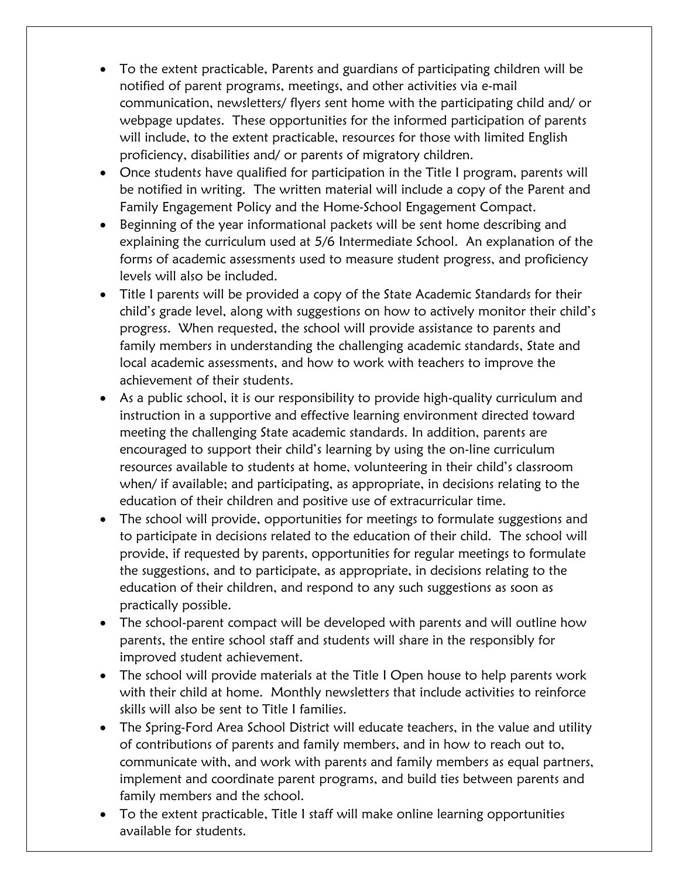- To the extent practicable, Parents and guardians of participating children will be notified of parent programs, meetings, and other activities via e-mail communication, newsletters/ flyers sent home with the participating child and/ or webpage updates. These opportunities for the informed participation of parents will include, to the extent practicable, resources for those with limited English proficiency, disabilities and/ or parents of migratory children.
- Once students have qualified for participation in the Title I program, parents will be notified in writing. The written material will include a copy of the Parent and Family Engagement Policy and the Home-School Engagement Compact.
- Beginning of the year informational packets will be sent home describing and explaining the curriculum used at 5/6 Intermediate School. An explanation of the forms of academic assessments used to measure student progress, and proficiency levels will also be included.
- Title I parents will be provided a copy of the State Academic Standards for their child's grade level, along with suggestions on how to actively monitor their child's progress. When requested, the school will provide assistance to parents and family members in understanding the challenging academic standards, State and local academic assessments, and how to work with teachers to improve the achievement of their students.
- As a public school, it is our responsibility to provide high-quality curriculum and instruction in a supportive and effective learning environment directed toward meeting the challenging State academic standards. In addition, parents are encouraged to support their child's learning by using the on-line curriculum resources available to students at home, volunteering in their child's classroom when/ if available; and participating, as appropriate, in decisions relating to the education of their children and positive use of extracurricular time.
- The school will provide, opportunities for meetings to formulate suggestions and to participate in decisions related to the education of their child. The school will provide, if requested by parents, opportunities for regular meetings to formulate the suggestions, and to participate, as appropriate, in decisions relating to the education of their children, and respond to any such suggestions as soon as practically possible.
- The school-parent compact will be developed with parents and will outline how parents, the entire school staff and students will share in the responsibly for improved student achievement.
- The school will provide materials at the Title I Open house to help parents work with their child at home. Monthly newsletters that include activities to reinforce skills will also be sent to Title I families.
- The Spring-Ford Area School District will educate teachers, in the value and utility of contributions of parents and family members, and in how to reach out to, communicate with, and work with parents and family members as equal partners, implement and coordinate parent programs, and build ties between parents and family members and the school.
- To the extent practicable, Title I staff will make online learning opportunities available for students.